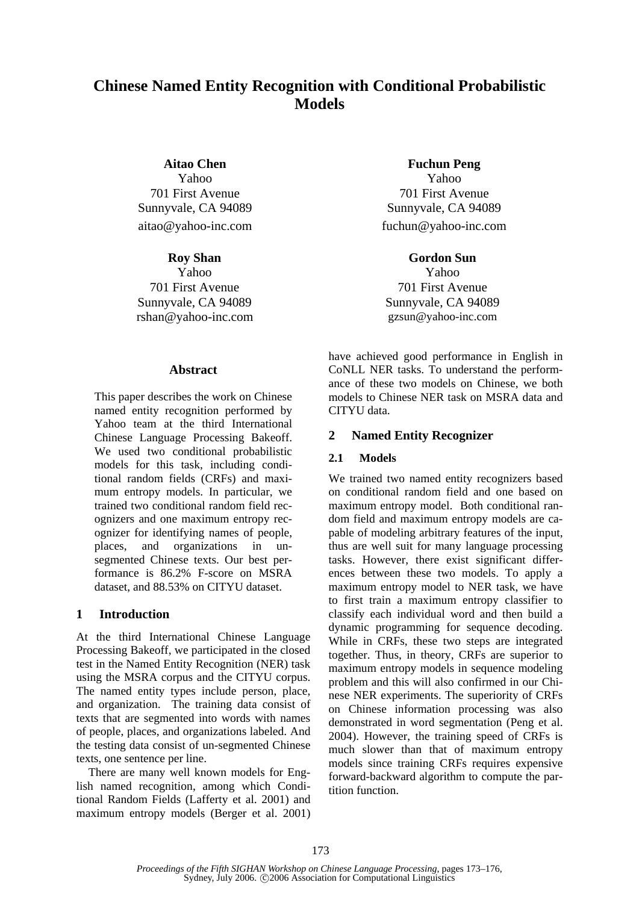# Chinese Named Entity Recognition with Conditional Probabilistic Models

**Aitao Chen**
Yahoo
701 First Avenue
Sunnyvale, CA 94089
aitao@yahoo-inc.com

**Fuchun Peng**
Yahoo
701 First Avenue
Sunnyvale, CA 94089
fuchun@yahoo-inc.com

**Roy Shan**
Yahoo
701 First Avenue
Sunnyvale, CA 94089
rshan@yahoo-inc.com

**Gordon Sun**
Yahoo
701 First Avenue
Sunnyvale, CA 94089
gzsun@yahoo-inc.com

## Abstract

This paper describes the work on Chinese named entity recognition performed by Yahoo team at the third International Chinese Language Processing Bakeoff. We used two conditional probabilistic models for this task, including conditional random fields (CRFs) and maximum entropy models. In particular, we trained two conditional random field recognizers and one maximum entropy recognizer for identifying names of people, places, and organizations in unsegmented Chinese texts. Our best performance is 86.2% F-score on MSRA dataset, and 88.53% on CITYU dataset.

## 1 Introduction

At the third International Chinese Language Processing Bakeoff, we participated in the closed test in the Named Entity Recognition (NER) task using the MSRA corpus and the CITYU corpus. The named entity types include person, place, and organization. The training data consist of texts that are segmented into words with names of people, places, and organizations labeled. And the testing data consist of un-segmented Chinese texts, one sentence per line.

There are many well known models for English named recognition, among which Conditional Random Fields (Lafferty et al. 2001) and maximum entropy models (Berger et al. 2001) have achieved good performance in English in CoNLL NER tasks. To understand the performance of these two models on Chinese, we both models to Chinese NER task on MSRA data and CITYU data.

## 2 Named Entity Recognizer

### 2.1 Models

We trained two named entity recognizers based on conditional random field and one based on maximum entropy model. Both conditional random field and maximum entropy models are capable of modeling arbitrary features of the input, thus are well suit for many language processing tasks. However, there exist significant differences between these two models. To apply a maximum entropy model to NER task, we have to first train a maximum entropy classifier to classify each individual word and then build a dynamic programming for sequence decoding. While in CRFs, these two steps are integrated together. Thus, in theory, CRFs are superior to maximum entropy models in sequence modeling problem and this will also confirmed in our Chinese NER experiments. The superiority of CRFs on Chinese information processing was also demonstrated in word segmentation (Peng et al. 2004). However, the training speed of CRFs is much slower than that of maximum entropy models since training CRFs requires expensive forward-backward algorithm to compute the partition function.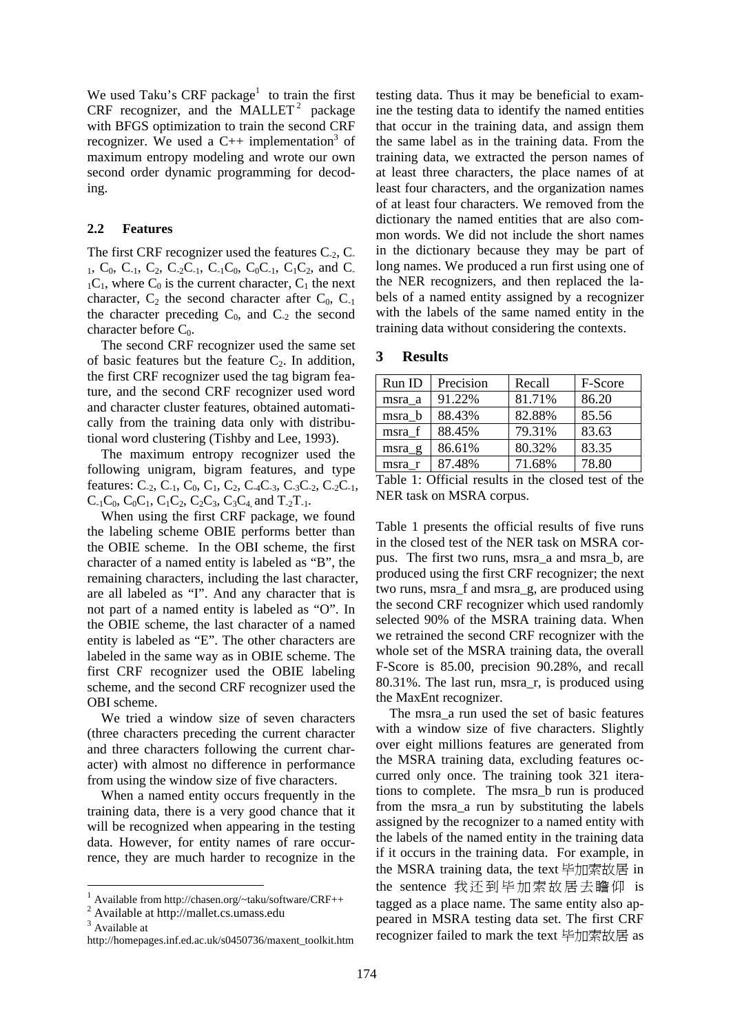We used Taku's CRF package[1] to train the first CRF recognizer, and the MALLET[2] package with BFGS optimization to train the second CRF recognizer. We used a C++ implementation[3] of maximum entropy modeling and wrote our own second order dynamic programming for decoding.

### 2.2 Features

The first CRF recognizer used the features $C_{-2}$, $C_{-1}$, $C_0$, $C_{-1}$, $C_2$, $C_{-2}C_{-1}$, $C_{-1}C_0$, $C_0C_{-1}$, $C_1C_2$, and $C_{-1}C_1$, where $C_0$ is the current character, $C_1$ the next character, $C_2$ the second character after $C_0$, $C_{-1}$ the character preceding $C_0$, and $C_{-2}$ the second character before $C_0$.

The second CRF recognizer used the same set of basic features but the feature $C_2$. In addition, the first CRF recognizer used the tag bigram feature, and the second CRF recognizer used word and character cluster features, obtained automatically from the training data only with distributional word clustering (Tishby and Lee, 1993).

The maximum entropy recognizer used the following unigram, bigram features, and type features: $C_{-2}$, $C_{-1}$, $C_0$, $C_1$, $C_2$, $C_{-4}C_{-3}$, $C_{-3}C_{-2}$, $C_{-2}C_{-1}$, $C_{-1}C_0$, $C_0C_1$, $C_1C_2$, $C_2C_3$, $C_3C_4$, and $T_{-2}T_{-1}$.

When using the first CRF package, we found the labeling scheme OBIE performs better than the OBIE scheme. In the OBI scheme, the first character of a named entity is labeled as "B", the remaining characters, including the last character, are all labeled as "I". And any character that is not part of a named entity is labeled as "O". In the OBIE scheme, the last character of a named entity is labeled as "E". The other characters are labeled in the same way as in OBIE scheme. The first CRF recognizer used the OBIE labeling scheme, and the second CRF recognizer used the OBI scheme.

We tried a window size of seven characters (three characters preceding the current character and three characters following the current character) with almost no difference in performance from using the window size of five characters.

When a named entity occurs frequently in the training data, there is a very good chance that it will be recognized when appearing in the testing data. However, for entity names of rare occurrence, they are much harder to recognize in the testing data. Thus it may be beneficial to examine the testing data to identify the named entities that occur in the training data, and assign them the same label as in the training data. From the training data, we extracted the person names of at least three characters, the place names of at least four characters, and the organization names of at least four characters. We removed from the dictionary the named entities that are also common words. We did not include the short names in the dictionary because they may be part of long names. We produced a run first using one of the NER recognizers, and then replaced the labels of a named entity assigned by a recognizer with the labels of the same named entity in the training data without considering the contexts.

## 3 Results

| Run ID | Precision | Recall | F-Score |
|---|---|---|---|
| msra_a | 91.22% | 81.71% | 86.20 |
| msra_b | 88.43% | 82.88% | 85.56 |
| msra_f | 88.45% | 79.31% | 83.63 |
| msra_g | 86.61% | 80.32% | 83.35 |
| msra_r | 87.48% | 71.68% | 78.80 |

Table 1: Official results in the closed test of the NER task on MSRA corpus.

Table 1 presents the official results of five runs in the closed test of the NER task on MSRA corpus. The first two runs, msra_a and msra_b, are produced using the first CRF recognizer; the next two runs, msra_f and msra_g, are produced using the second CRF recognizer which used randomly selected 90% of the MSRA training data. When we retrained the second CRF recognizer with the whole set of the MSRA training data, the overall F-Score is 85.00, precision 90.28%, and recall 80.31%. The last run, msra_r, is produced using the MaxEnt recognizer.

The msra_a run used the set of basic features with a window size of five characters. Slightly over eight millions features are generated from the MSRA training data, excluding features occurred only once. The training took 321 iterations to complete. The msra_b run is produced from the msra_a run by substituting the labels assigned by the recognizer to a named entity with the labels of the named entity in the training data if it occurs in the training data. For example, in the MSRA training data, the text 毕加索故居 in the sentence 我还到毕加索故居去瞻仰 is tagged as a place name. The same entity also appeared in MSRA testing data set. The first CRF recognizer failed to mark the text 毕加索故居 as

[1] Available from http://chasen.org/~taku/software/CRF++

[2] Available at http://mallet.cs.umass.edu

[3] Available at http://homepages.inf.ed.ac.uk/s0450736/maxent_toolkit.htm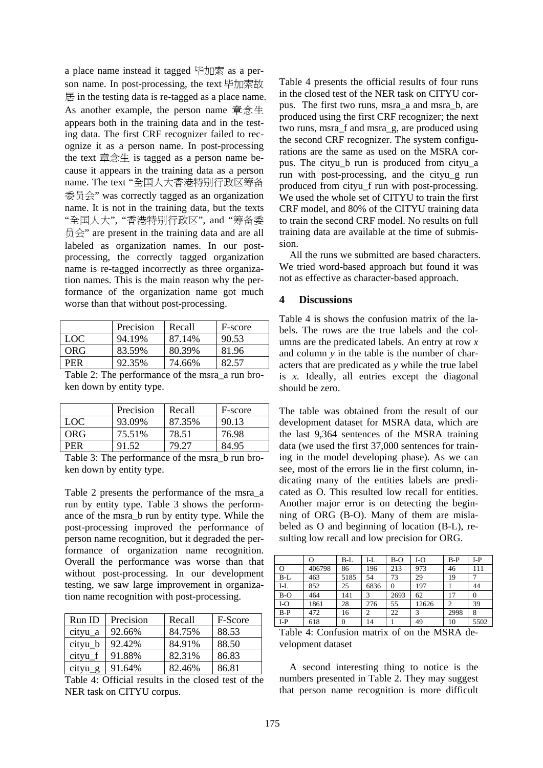a place name instead it tagged 毕加索 as a person name. In post-processing, the text 毕加索故居 in the testing data is re-tagged as a place name. As another example, the person name 章念生 appears both in the training data and in the testing data. The first CRF recognizer failed to recognize it as a person name. In post-processing the text 章念生 is tagged as a person name because it appears in the training data as a person name. The text “全国人大香港特别行政区筹备委员会” was correctly tagged as an organization name. It is not in the training data, but the texts “全国人大”, “香港特别行政区”, and “筹备委员会” are present in the training data and are all labeled as organization names. In our post-processing, the correctly tagged organization name is re-tagged incorrectly as three organization names. This is the main reason why the performance of the organization name got much worse than that without post-processing.

| | Precision | Recall | F-score |
|---|---|---|---|
| LOC | 94.19% | 87.14% | 90.53 |
| ORG | 83.59% | 80.39% | 81.96 |
| PER | 92.35% | 74.66% | 82.57 |

Table 2: The performance of the msra_a run broken down by entity type.

| | Precision | Recall | F-score |
|---|---|---|---|
| LOC | 93.09% | 87.35% | 90.13 |
| ORG | 75.51% | 78.51 | 76.98 |
| PER | 91.52 | 79.27 | 84.95 |

Table 3: The performance of the msra_b run broken down by entity type.

Table 2 presents the performance of the msra_a run by entity type. Table 3 shows the performance of the msra_b run by entity type. While the post-processing improved the performance of person name recognition, but it degraded the performance of organization name recognition. Overall the performance was worse than that without post-processing. In our development testing, we saw large improvement in organization name recognition with post-processing.

| Run ID | Precision | Recall | F-Score |
|---|---|---|---|
| cityu_a | 92.66% | 84.75% | 88.53 |
| cityu_b | 92.42% | 84.91% | 88.50 |
| cityu_f | 91.88% | 82.31% | 86.83 |
| cityu_g | 91.64% | 82.46% | 86.81 |

Table 4: Official results in the closed test of the NER task on CITYU corpus.

Table 4 presents the official results of four runs in the closed test of the NER task on CITYU corpus. The first two runs, msra_a and msra_b, are produced using the first CRF recognizer; the next two runs, msra_f and msra_g, are produced using the second CRF recognizer. The system configurations are the same as used on the MSRA corpus. The cityu_b run is produced from cityu_a run with post-processing, and the cityu_g run produced from cityu_f run with post-processing. We used the whole set of CITYU to train the first CRF model, and 80% of the CITYU training data to train the second CRF model. No results on full training data are available at the time of submission.

All the runs we submitted are based characters. We tried word-based approach but found it was not as effective as character-based approach.

## 4 Discussions

Table 4 is shows the confusion matrix of the labels. The rows are the true labels and the columns are the predicated labels. An entry at row *x* and column *y* in the table is the number of characters that are predicated as *y* while the true label is *x*. Ideally, all entries except the diagonal should be zero.

The table was obtained from the result of our development dataset for MSRA data, which are the last 9,364 sentences of the MSRA training data (we used the first 37,000 sentences for training in the model developing phase). As we can see, most of the errors lie in the first column, indicating many of the entities labels are predicated as O. This resulted low recall for entities. Another major error is on detecting the beginning of ORG (B-O). Many of them are mislabeled as O and beginning of location (B-L), resulting low recall and low precision for ORG.

| | O | B-L | I-L | B-O | I-O | B-P | I-P |
|---|---|---|---|---|---|---|---|
| O | 406798 | 86 | 196 | 213 | 973 | 46 | 111 |
| B-L | 463 | 5185 | 54 | 73 | 29 | 19 | 7 |
| I-L | 852 | 25 | 6836 | 0 | 197 | 1 | 44 |
| B-O | 464 | 141 | 3 | 2693 | 62 | 17 | 0 |
| I-O | 1861 | 28 | 276 | 55 | 12626 | 2 | 39 |
| B-P | 472 | 16 | 2 | 22 | 3 | 2998 | 8 |
| I-P | 618 | 0 | 14 | 1 | 49 | 10 | 5502 |

Table 4: Confusion matrix of on the MSRA development dataset

A second interesting thing to notice is the numbers presented in Table 2. They may suggest that person name recognition is more difficult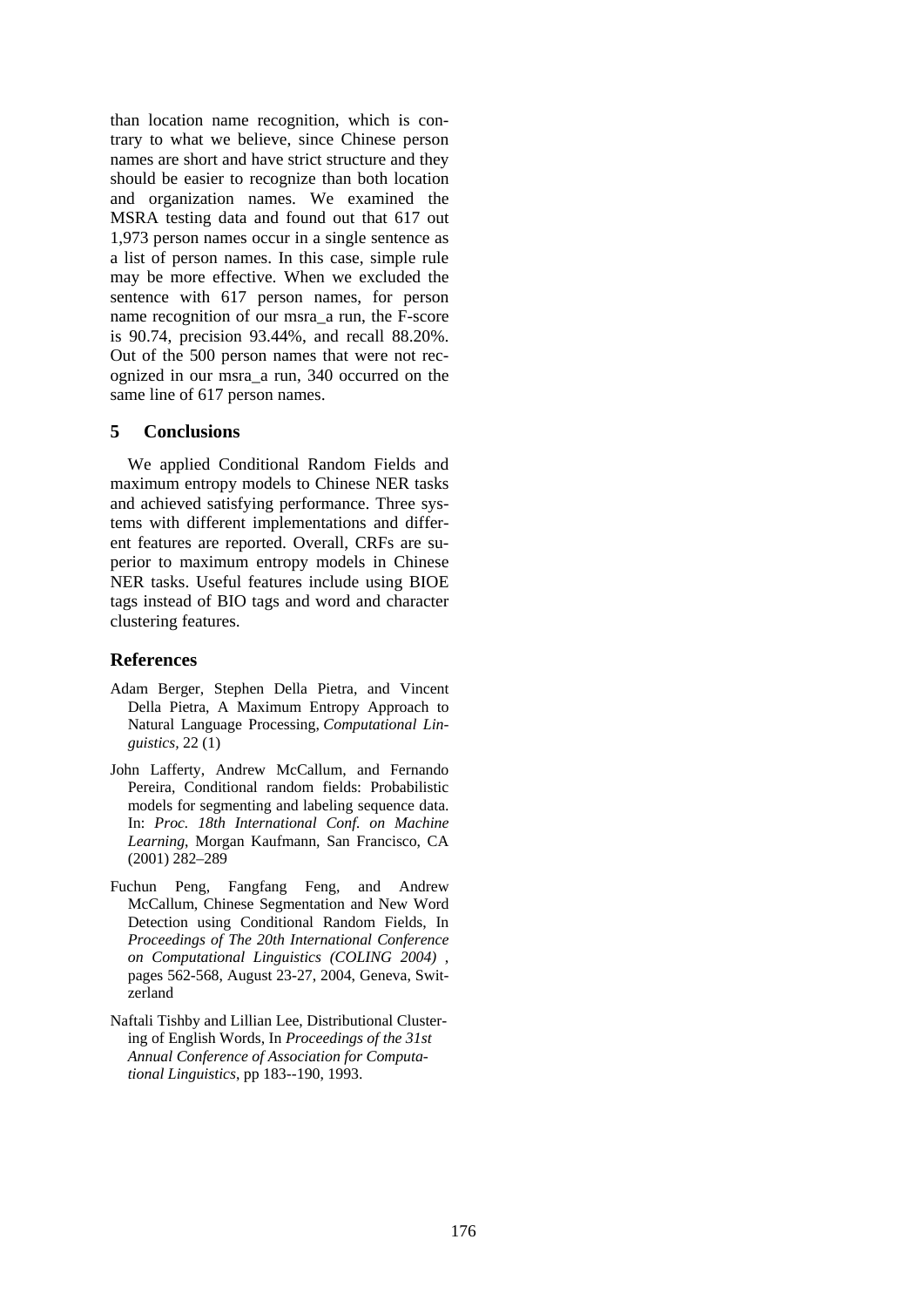than location name recognition, which is contrary to what we believe, since Chinese person names are short and have strict structure and they should be easier to recognize than both location and organization names. We examined the MSRA testing data and found out that 617 out 1,973 person names occur in a single sentence as a list of person names. In this case, simple rule may be more effective. When we excluded the sentence with 617 person names, for person name recognition of our msra_a run, the F-score is 90.74, precision 93.44%, and recall 88.20%. Out of the 500 person names that were not recognized in our msra_a run, 340 occurred on the same line of 617 person names.

## 5 Conclusions

We applied Conditional Random Fields and maximum entropy models to Chinese NER tasks and achieved satisfying performance. Three systems with different implementations and different features are reported. Overall, CRFs are superior to maximum entropy models in Chinese NER tasks. Useful features include using BIOE tags instead of BIO tags and word and character clustering features.

## References

Adam Berger, Stephen Della Pietra, and Vincent Della Pietra, A Maximum Entropy Approach to Natural Language Processing, *Computational Linguistics*, 22 (1)

John Lafferty, Andrew McCallum, and Fernando Pereira, Conditional random fields: Probabilistic models for segmenting and labeling sequence data. In: *Proc. 18th International Conf. on Machine Learning*, Morgan Kaufmann, San Francisco, CA (2001) 282–289

Fuchun Peng, Fangfang Feng, and Andrew McCallum, Chinese Segmentation and New Word Detection using Conditional Random Fields, In *Proceedings of The 20th International Conference on Computational Linguistics (COLING 2004)* , pages 562-568, August 23-27, 2004, Geneva, Switzerland

Naftali Tishby and Lillian Lee, Distributional Clustering of English Words, In *Proceedings of the 31st Annual Conference of Association for Computational Linguistics*, pp 183--190, 1993.